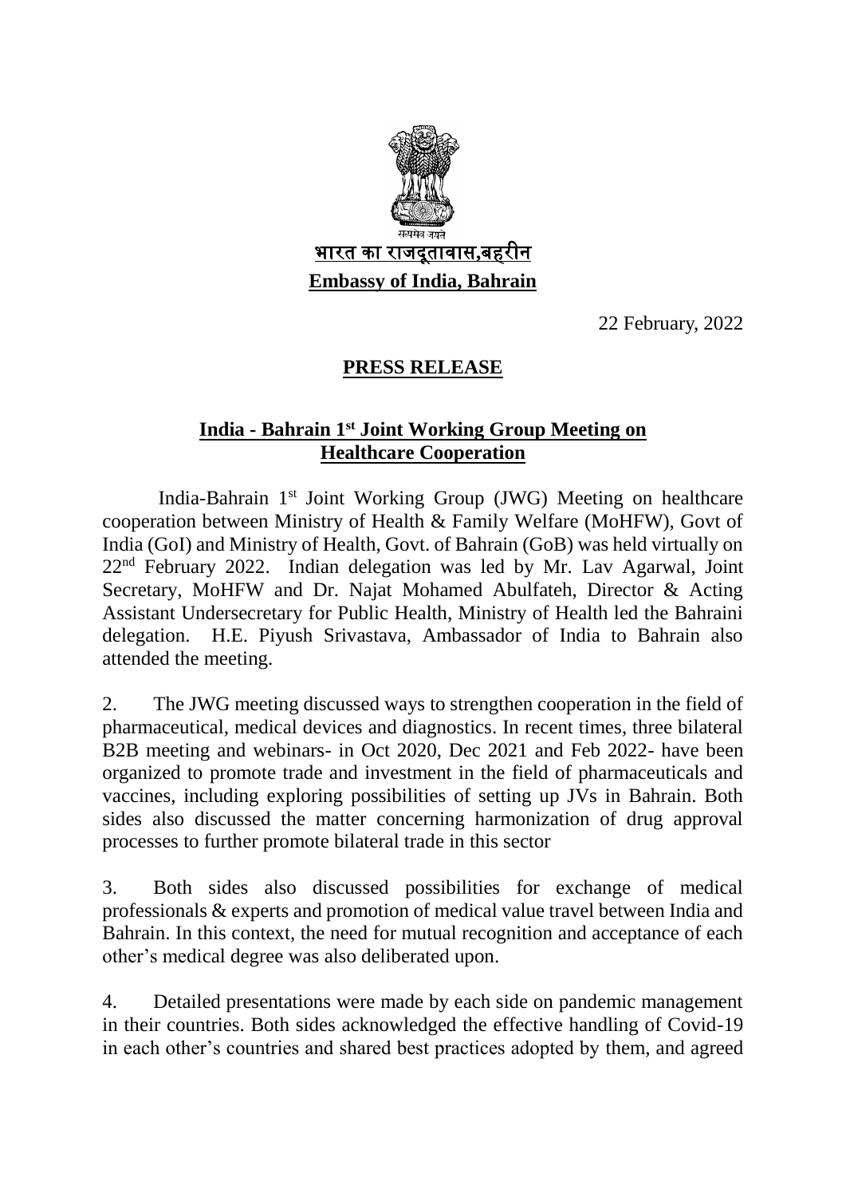सत्यमेव जयते

**भारत का राजदूतावास,बहरीन**

**Embassy of India, Bahrain**

22 February, 2022

## PRESS RELEASE

## India - Bahrain 1st Joint Working Group Meeting on Healthcare Cooperation

India-Bahrain 1st Joint Working Group (JWG) Meeting on healthcare cooperation between Ministry of Health & Family Welfare (MoHFW), Govt of India (GoI) and Ministry of Health, Govt. of Bahrain (GoB) was held virtually on 22nd February 2022. Indian delegation was led by Mr. Lav Agarwal, Joint Secretary, MoHFW and Dr. Najat Mohamed Abulfateh, Director & Acting Assistant Undersecretary for Public Health, Ministry of Health led the Bahraini delegation. H.E. Piyush Srivastava, Ambassador of India to Bahrain also attended the meeting.

2. The JWG meeting discussed ways to strengthen cooperation in the field of pharmaceutical, medical devices and diagnostics. In recent times, three bilateral B2B meeting and webinars- in Oct 2020, Dec 2021 and Feb 2022- have been organized to promote trade and investment in the field of pharmaceuticals and vaccines, including exploring possibilities of setting up JVs in Bahrain. Both sides also discussed the matter concerning harmonization of drug approval processes to further promote bilateral trade in this sector

3. Both sides also discussed possibilities for exchange of medical professionals & experts and promotion of medical value travel between India and Bahrain. In this context, the need for mutual recognition and acceptance of each other's medical degree was also deliberated upon.

4. Detailed presentations were made by each side on pandemic management in their countries. Both sides acknowledged the effective handling of Covid-19 in each other's countries and shared best practices adopted by them, and agreed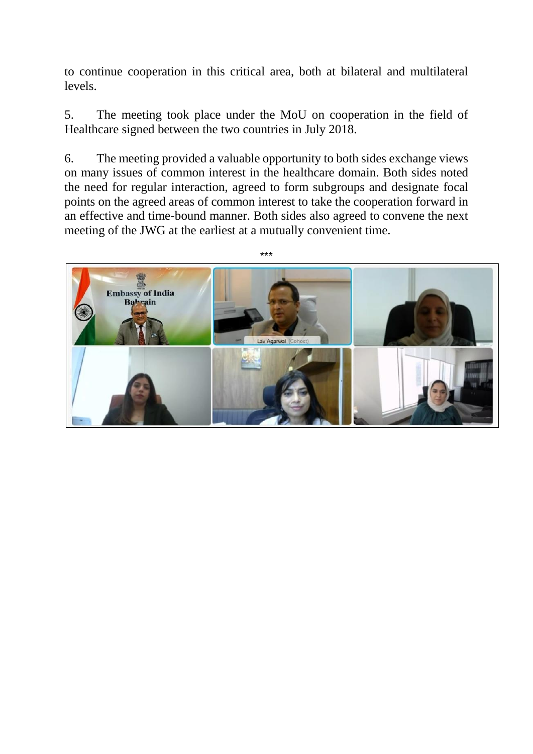to continue cooperation in this critical area, both at bilateral and multilateral levels.

5. The meeting took place under the MoU on cooperation in the field of Healthcare signed between the two countries in July 2018.

6. The meeting provided a valuable opportunity to both sides exchange views on many issues of common interest in the healthcare domain. Both sides noted the need for regular interaction, agreed to form subgroups and designate focal points on the agreed areas of common interest to take the cooperation forward in an effective and time-bound manner. Both sides also agreed to convene the next meeting of the JWG at the earliest at a mutually convenient time.

***